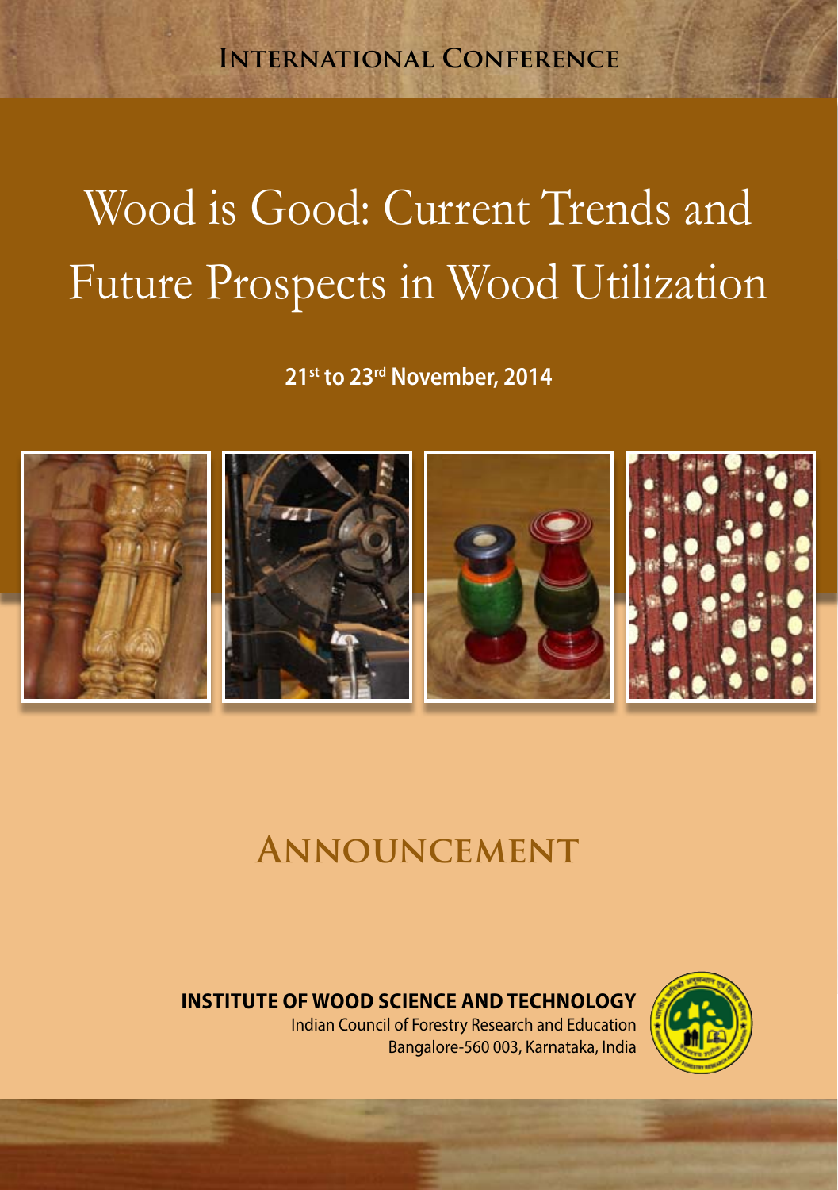**INTERNATIONAL CONFERENCE**

# Wood is Good: Current Trends and Future Prospects in Wood Utilization

**21st to 23rd November, 2014**

## ANNOUNCEMENT

**INSTITUTE OF WOOD SCIENCE AND TECHNOLOGY**

Indian Council of Forestry Research and Education

Bangalore-560 003, Karnataka, India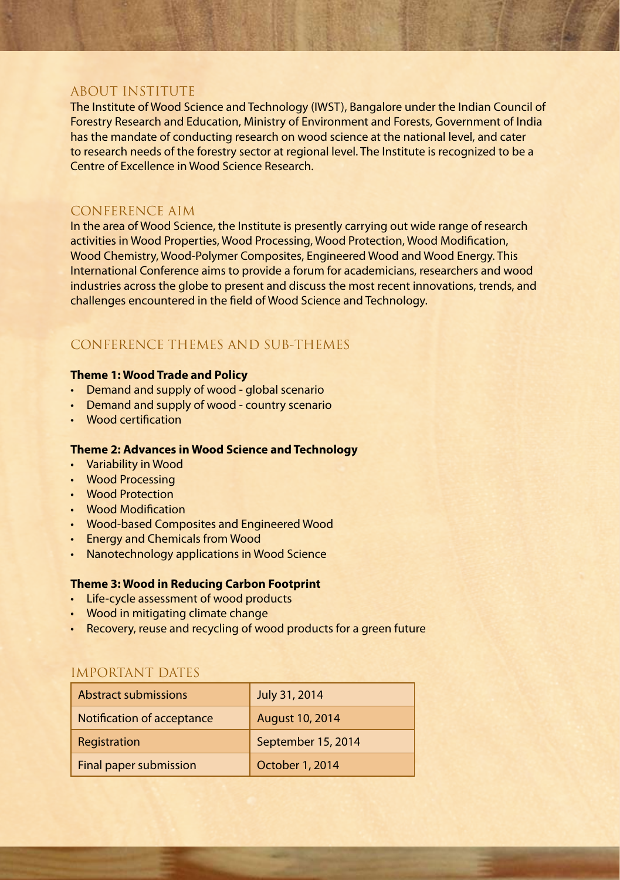## ABOUT INSTITUTE

The Institute of Wood Science and Technology (IWST), Bangalore under the Indian Council of Forestry Research and Education, Ministry of Environment and Forests, Government of India has the mandate of conducting research on wood science at the national level, and cater to research needs of the forestry sector at regional level. The Institute is recognized to be a Centre of Excellence in Wood Science Research.

## CONFERENCE AIM

In the area of Wood Science, the Institute is presently carrying out wide range of research activities in Wood Properties, Wood Processing, Wood Protection, Wood Modification, Wood Chemistry, Wood-Polymer Composites, Engineered Wood and Wood Energy. This International Conference aims to provide a forum for academicians, researchers and wood industries across the globe to present and discuss the most recent innovations, trends, and challenges encountered in the field of Wood Science and Technology.

## CONFERENCE THEMES AND SUB-THEMES

**Theme 1: Wood Trade and Policy**

- Demand and supply of wood - global scenario
- Demand and supply of wood - country scenario
- Wood certification

**Theme 2: Advances in Wood Science and Technology**

- Variability in Wood
- Wood Processing
- Wood Protection
- Wood Modification
- Wood-based Composites and Engineered Wood
- Energy and Chemicals from Wood
- Nanotechnology applications in Wood Science

**Theme 3: Wood in Reducing Carbon Footprint**

- Life-cycle assessment of wood products
- Wood in mitigating climate change
- Recovery, reuse and recycling of wood products for a green future

## IMPORTANT DATES

| | |
|---|---|
| Abstract submissions | July 31, 2014 |
| Notification of acceptance | August 10, 2014 |
| Registration | September 15, 2014 |
| Final paper submission | October 1, 2014 |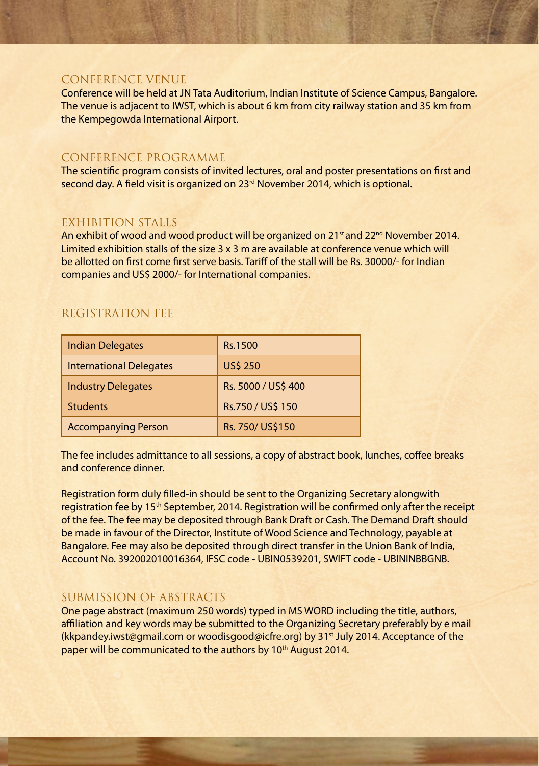## CONFERENCE VENUE

Conference will be held at JN Tata Auditorium, Indian Institute of Science Campus, Bangalore. The venue is adjacent to IWST, which is about 6 km from city railway station and 35 km from the Kempegowda International Airport.

## CONFERENCE PROGRAMME

The scientific program consists of invited lectures, oral and poster presentations on first and second day. A field visit is organized on 23rd November 2014, which is optional.

## EXHIBITION STALLS

An exhibit of wood and wood product will be organized on 21st and 22nd November 2014. Limited exhibition stalls of the size 3 x 3 m are available at conference venue which will be allotted on first come first serve basis. Tariff of the stall will be Rs. 30000/- for Indian companies and US$ 2000/- for International companies.

## REGISTRATION FEE

| Category | Fee |
|---|---|
| Indian Delegates | Rs.1500 |
| International Delegates | US$ 250 |
| Industry Delegates | Rs. 5000 / US$ 400 |
| Students | Rs.750 / US$ 150 |
| Accompanying Person | Rs. 750/ US$150 |

The fee includes admittance to all sessions, a copy of abstract book, lunches, coffee breaks and conference dinner.

Registration form duly filled-in should be sent to the Organizing Secretary alongwith registration fee by 15th September, 2014. Registration will be confirmed only after the receipt of the fee. The fee may be deposited through Bank Draft or Cash. The Demand Draft should be made in favour of the Director, Institute of Wood Science and Technology, payable at Bangalore. Fee may also be deposited through direct transfer in the Union Bank of India, Account No. 392002010016364, IFSC code - UBIN0539201, SWIFT code - UBININBBGNB.

## SUBMISSION OF ABSTRACTS

One page abstract (maximum 250 words) typed in MS WORD including the title, authors, affiliation and key words may be submitted to the Organizing Secretary preferably by e mail (kkpandey.iwst@gmail.com or woodisgood@icfre.org) by 31st July 2014. Acceptance of the paper will be communicated to the authors by 10th August 2014.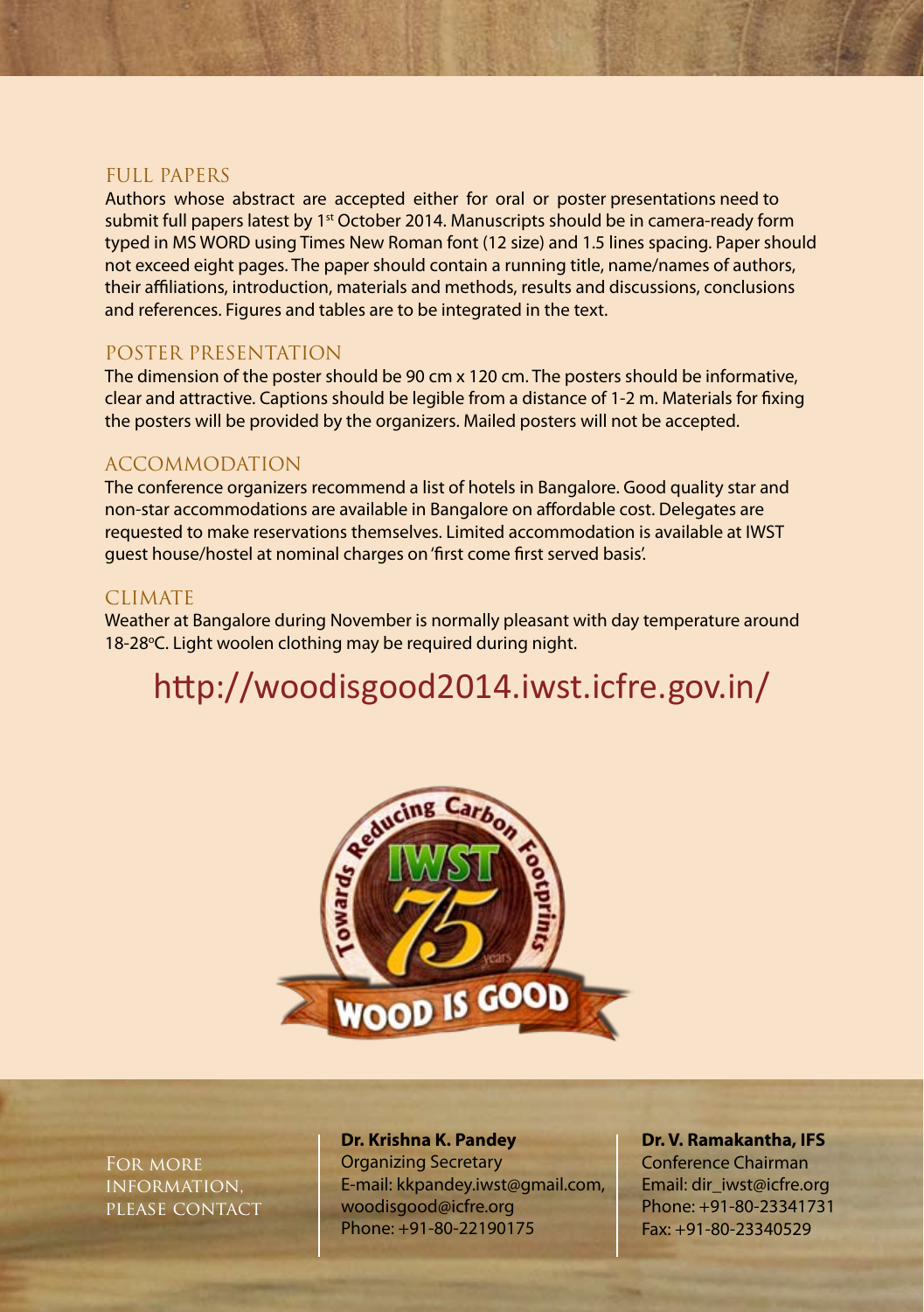## FULL PAPERS

Authors whose abstract are accepted either for oral or poster presentations need to submit full papers latest by 1st October 2014. Manuscripts should be in camera-ready form typed in MS WORD using Times New Roman font (12 size) and 1.5 lines spacing. Paper should not exceed eight pages. The paper should contain a running title, name/names of authors, their affiliations, introduction, materials and methods, results and discussions, conclusions and references. Figures and tables are to be integrated in the text.

## POSTER PRESENTATION

The dimension of the poster should be 90 cm x 120 cm. The posters should be informative, clear and attractive. Captions should be legible from a distance of 1-2 m. Materials for fixing the posters will be provided by the organizers. Mailed posters will not be accepted.

## ACCOMMODATION

The conference organizers recommend a list of hotels in Bangalore. Good quality star and non-star accommodations are available in Bangalore on affordable cost. Delegates are requested to make reservations themselves. Limited accommodation is available at IWST guest house/hostel at nominal charges on 'first come first served basis'.

## CLIMATE

Weather at Bangalore during November is normally pleasant with day temperature around 18-28°C. Light woolen clothing may be required during night.

## http://woodisgood2014.iwst.icfre.gov.in/

Towards Reducing Carbon Footprints — IWST 75 years — WOOD IS GOOD

FOR MORE INFORMATION, PLEASE CONTACT

**Dr. Krishna K. Pandey**
Organizing Secretary
E-mail: kkpandey.iwst@gmail.com, woodisgood@icfre.org
Phone: +91-80-22190175

**Dr. V. Ramakantha, IFS**
Conference Chairman
Email: dir_iwst@icfre.org
Phone: +91-80-23341731
Fax: +91-80-23340529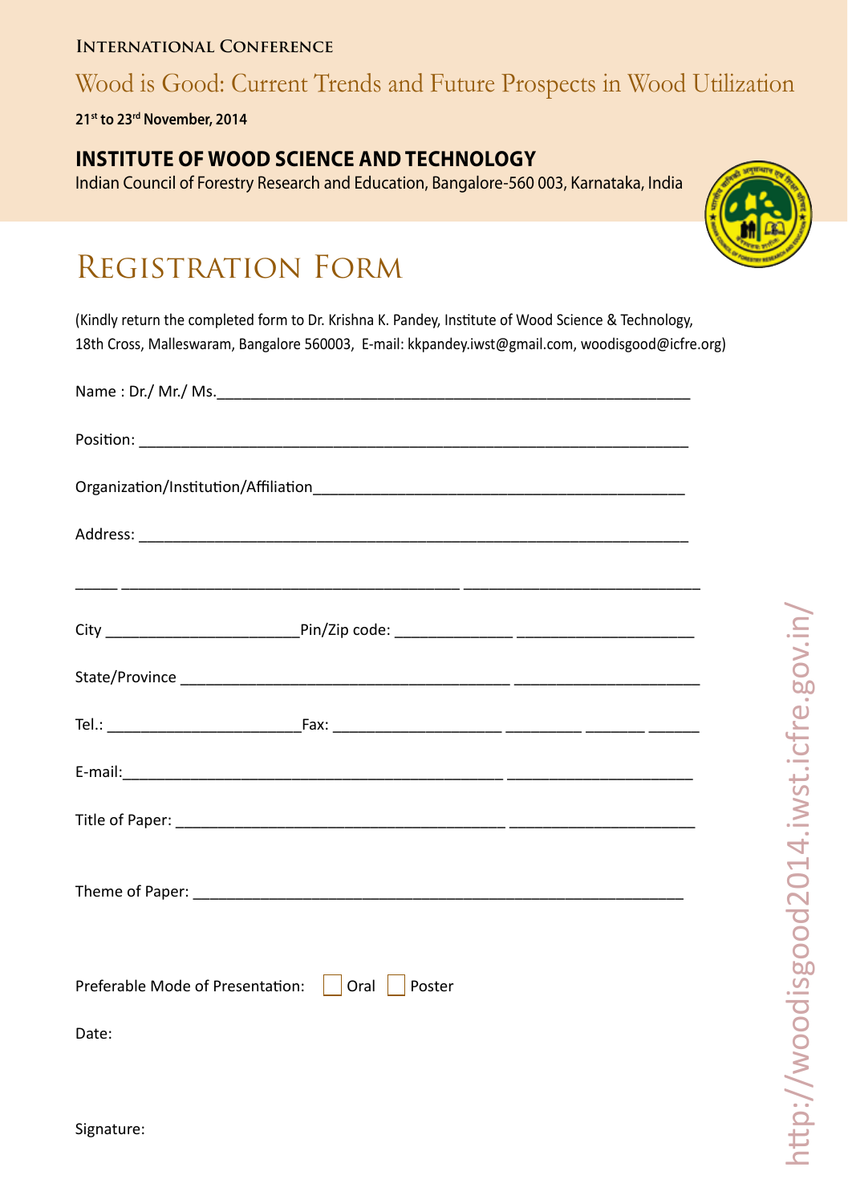**International Conference**

Wood is Good: Current Trends and Future Prospects in Wood Utilization

**21st to 23rd November, 2014**

**INSTITUTE OF WOOD SCIENCE AND TECHNOLOGY**

Indian Council of Forestry Research and Education, Bangalore-560 003, Karnataka, India

# Registration Form

(Kindly return the completed form to Dr. Krishna K. Pandey, Institute of Wood Science & Technology, 18th Cross, Malleswaram, Bangalore 560003, E-mail: kkpandey.iwst@gmail.com, woodisgood@icfre.org)

Name : Dr./ Mr./ Ms.____________________________________________________________

Position: ______________________________________________________________________

Organization/Institution/Affiliation______________________________________________

Address: ______________________________________________________________________

_____ ________________________________________ ____________________________

City _______________________Pin/Zip code: ______________ _____________________

State/Province _______________________________________ _____________________

Tel.: _______________________Fax: ___________________ _________ _______ ______

E-mail:_____________________________________________ _____________________

Title of Paper: _______________________________________ _____________________

Theme of Paper: _________________________________________________________

Preferable Mode of Presentation: ☐ Oral ☐ Poster

Date:

Signature:

http://woodisgood2014.iwst.icfre.gov.in/